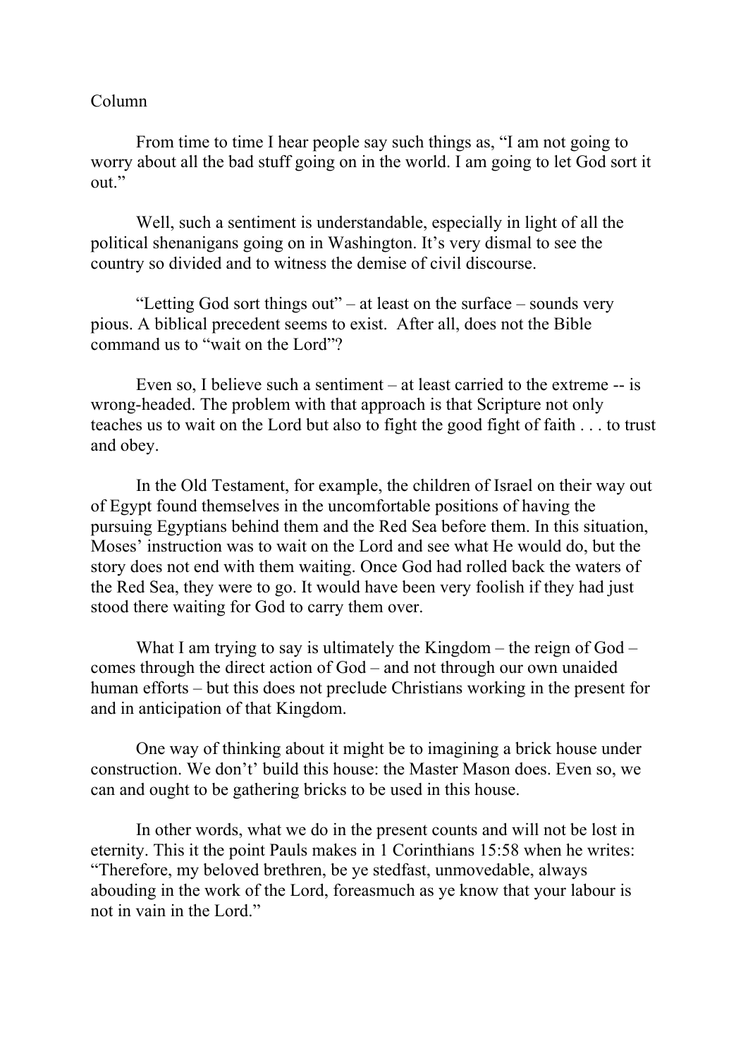Column

From time to time I hear people say such things as, "I am not going to worry about all the bad stuff going on in the world. I am going to let God sort it out."

Well, such a sentiment is understandable, especially in light of all the political shenanigans going on in Washington. It's very dismal to see the country so divided and to witness the demise of civil discourse.

"Letting God sort things out" – at least on the surface – sounds very pious. A biblical precedent seems to exist. After all, does not the Bible command us to "wait on the Lord"?

Even so, I believe such a sentiment – at least carried to the extreme -- is wrong-headed. The problem with that approach is that Scripture not only teaches us to wait on the Lord but also to fight the good fight of faith . . . to trust and obey.

In the Old Testament, for example, the children of Israel on their way out of Egypt found themselves in the uncomfortable positions of having the pursuing Egyptians behind them and the Red Sea before them. In this situation, Moses' instruction was to wait on the Lord and see what He would do, but the story does not end with them waiting. Once God had rolled back the waters of the Red Sea, they were to go. It would have been very foolish if they had just stood there waiting for God to carry them over.

What I am trying to say is ultimately the Kingdom – the reign of God – comes through the direct action of God – and not through our own unaided human efforts – but this does not preclude Christians working in the present for and in anticipation of that Kingdom.

One way of thinking about it might be to imagining a brick house under construction. We don't' build this house: the Master Mason does. Even so, we can and ought to be gathering bricks to be used in this house.

In other words, what we do in the present counts and will not be lost in eternity. This it the point Pauls makes in 1 Corinthians 15:58 when he writes: "Therefore, my beloved brethren, be ye stedfast, unmovedable, always abouding in the work of the Lord, foreasmuch as ye know that your labour is not in vain in the Lord."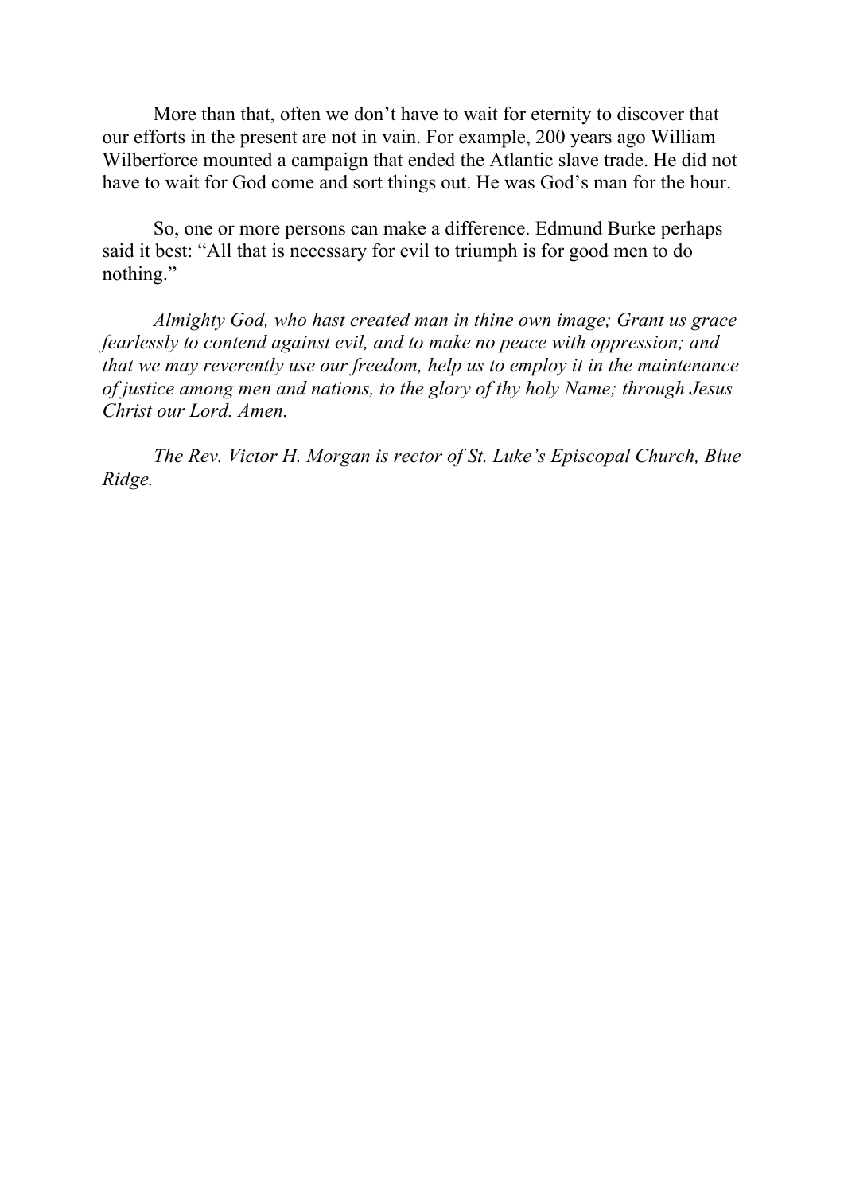More than that, often we don't have to wait for eternity to discover that our efforts in the present are not in vain. For example, 200 years ago William Wilberforce mounted a campaign that ended the Atlantic slave trade. He did not have to wait for God come and sort things out. He was God's man for the hour.

So, one or more persons can make a difference. Edmund Burke perhaps said it best: "All that is necessary for evil to triumph is for good men to do nothing."

*Almighty God, who hast created man in thine own image; Grant us grace fearlessly to contend against evil, and to make no peace with oppression; and that we may reverently use our freedom, help us to employ it in the maintenance of justice among men and nations, to the glory of thy holy Name; through Jesus Christ our Lord. Amen.*

*The Rev. Victor H. Morgan is rector of St. Luke's Episcopal Church, Blue Ridge.*